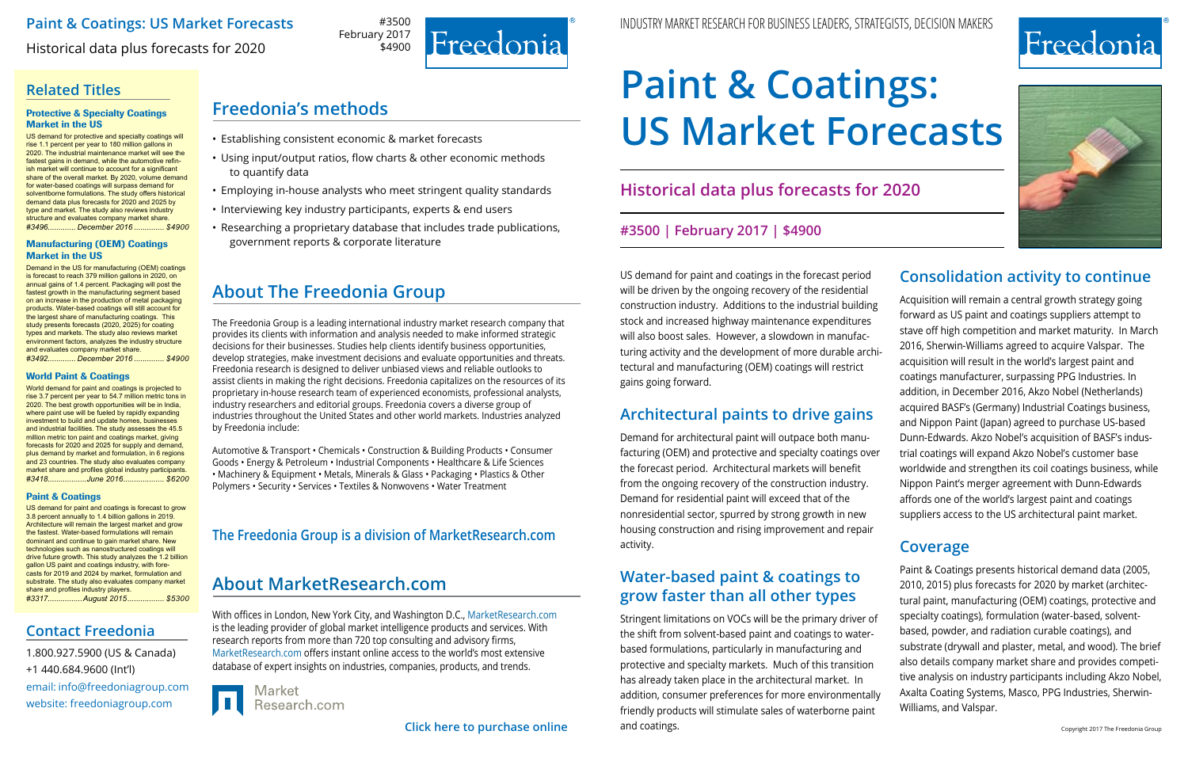# Paint & Coatings: US Market Forecasts

## Historical data plus forecasts for 2020

**#3500 | February 2017 | $4900**

INDUSTRY MARKET RESEARCH FOR BUSINESS LEADERS, STRATEGISTS, DECISION MAKERS

US demand for paint and coatings in the forecast period will be driven by the ongoing recovery of the residential construction industry. Additions to the industrial building stock and increased highway maintenance expenditures will also boost sales. However, a slowdown in manufacturing activity and the development of more durable architectural and manufacturing (OEM) coatings will restrict gains going forward.

## Architectural paints to drive gains

Demand for architectural paint will outpace both manufacturing (OEM) and protective and specialty coatings over the forecast period. Architectural markets will benefit from the ongoing recovery of the construction industry. Demand for residential paint will exceed that of the nonresidential sector, spurred by strong growth in new housing construction and rising improvement and repair activity.

## Water-based paint & coatings to grow faster than all other types

Stringent limitations on VOCs will be the primary driver of the shift from solvent-based paint and coatings to water-based formulations, particularly in manufacturing and protective and specialty markets. Much of this transition has already taken place in the architectural market. In addition, consumer preferences for more environmentally friendly products will stimulate sales of waterborne paint and coatings.

## Consolidation activity to continue

Acquisition will remain a central growth strategy going forward as US paint and coatings suppliers attempt to stave off high competition and market maturity. In March 2016, Sherwin-Williams agreed to acquire Valspar. The acquisition will result in the world's largest paint and coatings manufacturer, surpassing PPG Industries. In addition, in December 2016, Akzo Nobel (Netherlands) acquired BASF's (Germany) Industrial Coatings business, and Nippon Paint (Japan) agreed to purchase US-based Dunn-Edwards. Akzo Nobel's acquisition of BASF's industrial coatings will expand Akzo Nobel's customer base worldwide and strengthen its coil coatings business, while Nippon Paint's merger agreement with Dunn-Edwards affords one of the world's largest paint and coatings suppliers access to the US architectural paint market.

## Coverage

Paint & Coatings presents historical demand data (2005, 2010, 2015) plus forecasts for 2020 by market (architectural paint, manufacturing (OEM) coatings, protective and specialty coatings), formulation (water-based, solvent-based, powder, and radiation curable coatings), and substrate (drywall and plaster, metal, and wood). The brief also details company market share and provides competitive analysis on industry participants including Akzo Nobel, Axalta Coating Systems, Masco, PPG Industries, Sherwin-Williams, and Valspar.

Copyright 2017 The Freedonia Group

## Related Titles

### Protective & Specialty Coatings Market in the US

US demand for protective and specialty coatings will rise 1.1 percent per year to 180 million gallons in 2020. The industrial maintenance market will see the fastest gains in demand, while the automotive refinish market will continue to account for a significant share of the overall market. By 2020, volume demand for water-based coatings will surpass demand for solventborne formulations. The study offers historical demand data plus forecasts for 2020 and 2025 by type and market. The study also reviews industry structure and evaluates company market share.

*#3496............ December 2016 .............. $4900*

### Manufacturing (OEM) Coatings Market in the US

Demand in the US for manufacturing (OEM) coatings is forecast to reach 379 million gallons in 2020, on annual gains of 1.4 percent. Packaging will post the fastest growth in the manufacturing segment based on an increase in the production of metal packaging products. Water-based coatings will still account for the largest share of manufacturing coatings. This study presents forecasts (2020, 2025) for coating types and markets. The study also reviews market environment factors, analyzes the industry structure and evaluates company market share.

*#3492............ December 2016 .............. $4900*

### World Paint & Coatings

World demand for paint and coatings is projected to rise 3.7 percent per year to 54.7 million metric tons in 2020. The best growth opportunities will be in India, where paint use will be fueled by rapidly expanding investment to build and update homes, businesses and industrial facilities. The study assesses the 45.5 million metric ton paint and coatings market, giving forecasts for 2020 and 2025 for supply and demand, plus demand by market and formulation, in 6 regions and 23 countries. The study also evaluates company market share and profiles global industry participants.

*#3418..................June 2016.................. $6200*

### Paint & Coatings

US demand for paint and coatings is forecast to grow 3.8 percent annually to 1.4 billion gallons in 2019. Architecture will remain the largest market and grow the fastest. Water-based formulations will remain dominant and continue to gain market share. New technologies such as nanostructured coatings will drive future growth. This study analyzes the 1.2 billion gallon US paint and coatings industry, with forecasts for 2019 and 2024 by market, formulation and substrate. The study also evaluates company market share and profiles industry players.

*#3317................August 2015................. $5300*

## Contact Freedonia

1.800.927.5900 (US & Canada)
+1 440.684.9600 (Int'l)
email: info@freedoniagroup.com
website: freedoniagroup.com

## Freedonia's methods

- Establishing consistent economic & market forecasts
- Using input/output ratios, flow charts & other economic methods to quantify data
- Employing in-house analysts who meet stringent quality standards
- Interviewing key industry participants, experts & end users
- Researching a proprietary database that includes trade publications, government reports & corporate literature

## About The Freedonia Group

The Freedonia Group is a leading international industry market research company that provides its clients with information and analysis needed to make informed strategic decisions for their businesses. Studies help clients identify business opportunities, develop strategies, make investment decisions and evaluate opportunities and threats. Freedonia research is designed to deliver unbiased views and reliable outlooks to assist clients in making the right decisions. Freedonia capitalizes on the resources of its proprietary in-house research team of experienced economists, professional analysts, industry researchers and editorial groups. Freedonia covers a diverse group of industries throughout the United States and other world markets. Industries analyzed by Freedonia include:

Automotive & Transport • Chemicals • Construction & Building Products • Consumer Goods • Energy & Petroleum • Industrial Components • Healthcare & Life Sciences • Machinery & Equipment • Metals, Minerals & Glass • Packaging • Plastics & Other Polymers • Security • Services • Textiles & Nonwovens • Water Treatment

### The Freedonia Group is a division of MarketResearch.com

## About MarketResearch.com

With offices in London, New York City, and Washington D.C., MarketResearch.com is the leading provider of global market intelligence products and services. With research reports from more than 720 top consulting and advisory firms, MarketResearch.com offers instant online access to the world's most extensive database of expert insights on industries, companies, products, and trends.

**Click here to purchase online**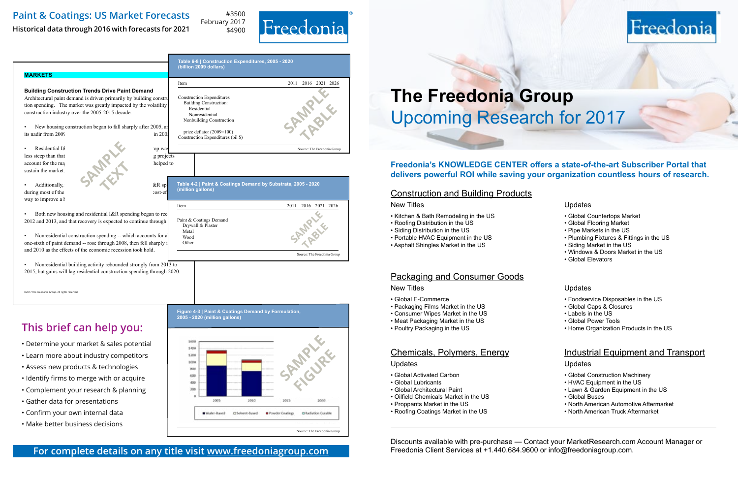# Paint & Coatings: US Market Forecasts

**Historical data through 2016 with forecasts for 2021**

#3500
February 2017
$4900

Freedonia

**MARKETS**

**Building Construction Trends Drive Paint Demand**

Architectural paint demand is driven primarily by building constru tion spending. The market was greatly impacted by the volatility construction industry over the 2005-2015 decade.

- New housing construction began to fall sharply after 2005, ar its nadir from 2009 in 200
- Residential I& less steep than that account for the ma sustain the market. op was g projects helped to
- Additionally, during most of the way to improve a l &R sp cost-eff
- Both new housing and residential I&R spending began to rec 2012 and 2013, and that recovery is expected to continue through
- Nonresidential construction spending -- which accounts for a one-sixth of paint demand -- rose through 2008, then fell sharply i and 2010 as the effects of the economic recession took hold.
- Nonresidential building activity rebounded strongly from 2013 to 2015, but gains will lag residential construction spending through 2020.

SAMPLE TEXT

©2017 The Freedonia Group. All rights reserved.

**Table 6-8 | Construction Expenditures, 2005 - 2020 (billion 2009 dollars)**

| Item | 2011 | 2016 | 2021 | 2026 |
|---|---|---|---|---|
| Construction Expenditures | | | | |
| Building Construction: | | | | |
| Residential | | | | |
| Nonresidential | | | | |
| Nonbuilding Construction | | | | |
| price deflator (2009=100) | | | | |
| Construction Expenditures (bil $) | | | | |

SAMPLE TABLE

Source: The Freedonia Group

**Table 4-2 | Paint & Coatings Demand by Substrate, 2005 - 2020 (million gallons)**

| Item | 2011 | 2016 | 2021 | 2026 |
|---|---|---|---|---|
| Paint & Coatings Demand | | | | |
| Drywall & Plaster | | | | |
| Metal | | | | |
| Wood | | | | |
| Other | | | | |

SAMPLE TABLE

Source: The Freedonia Group

**Figure 4-3 | Paint & Coatings Demand by Formulation, 2005 - 2020 (million gallons)**

1600
1400
1200
1000
800
600
400
200
0

2005 2010 2015 2020

Water-Based, Solvent-Based, Powder Coatings, Radiation Curable

SAMPLE FIGURE

Source: The Freedonia Group

## This brief can help you:

- Determine your market & sales potential
- Learn more about industry competitors
- Assess new products & technologies
- Identify firms to merge with or acquire
- Complement your research & planning
- Gather data for presentations
- Confirm your own internal data
- Make better business decisions

**For complete details on any title visit www.freedoniagroup.com**

Freedonia

# The Freedonia Group

## Upcoming Research for 2017

**Freedonia's KNOWLEDGE CENTER offers a state-of-the-art Subscriber Portal that delivers powerful ROI while saving your organization countless hours of research.**

### Construction and Building Products

New Titles

- Kitchen & Bath Remodeling in the US
- Roofing Distribution in the US
- Siding Distribution in the US
- Portable HVAC Equipment in the US
- Asphalt Shingles Market in the US

Updates

- Global Countertops Market
- Global Flooring Market
- Pipe Markets in the US
- Plumbing Fixtures & Fittings in the US
- Siding Market in the US
- Windows & Doors Market in the US
- Global Elevators

### Packaging and Consumer Goods

New Titles

- Global E-Commerce
- Packaging Films Market in the US
- Consumer Wipes Market in the US
- Meat Packaging Market in the US
- Poultry Packaging in the US

Updates

- Foodservice Disposables in the US
- Global Caps & Closures
- Labels in the US
- Global Power Tools
- Home Organization Products in the US

### Chemicals, Polymers, Energy

Updates

- Global Activated Carbon
- Global Lubricants
- Global Architectural Paint
- Oilfield Chemicals Market in the US
- Proppants Market in the US
- Roofing Coatings Market in the US

### Industrial Equipment and Transport

Updates

- Global Construction Machinery
- HVAC Equipment in the US
- Lawn & Garden Equipment in the US
- Global Buses
- North American Automotive Aftermarket
- North American Truck Aftermarket

Discounts available with pre-purchase — Contact your MarketResearch.com Account Manager or Freedonia Client Services at +1.440.684.9600 or info@freedoniagroup.com.